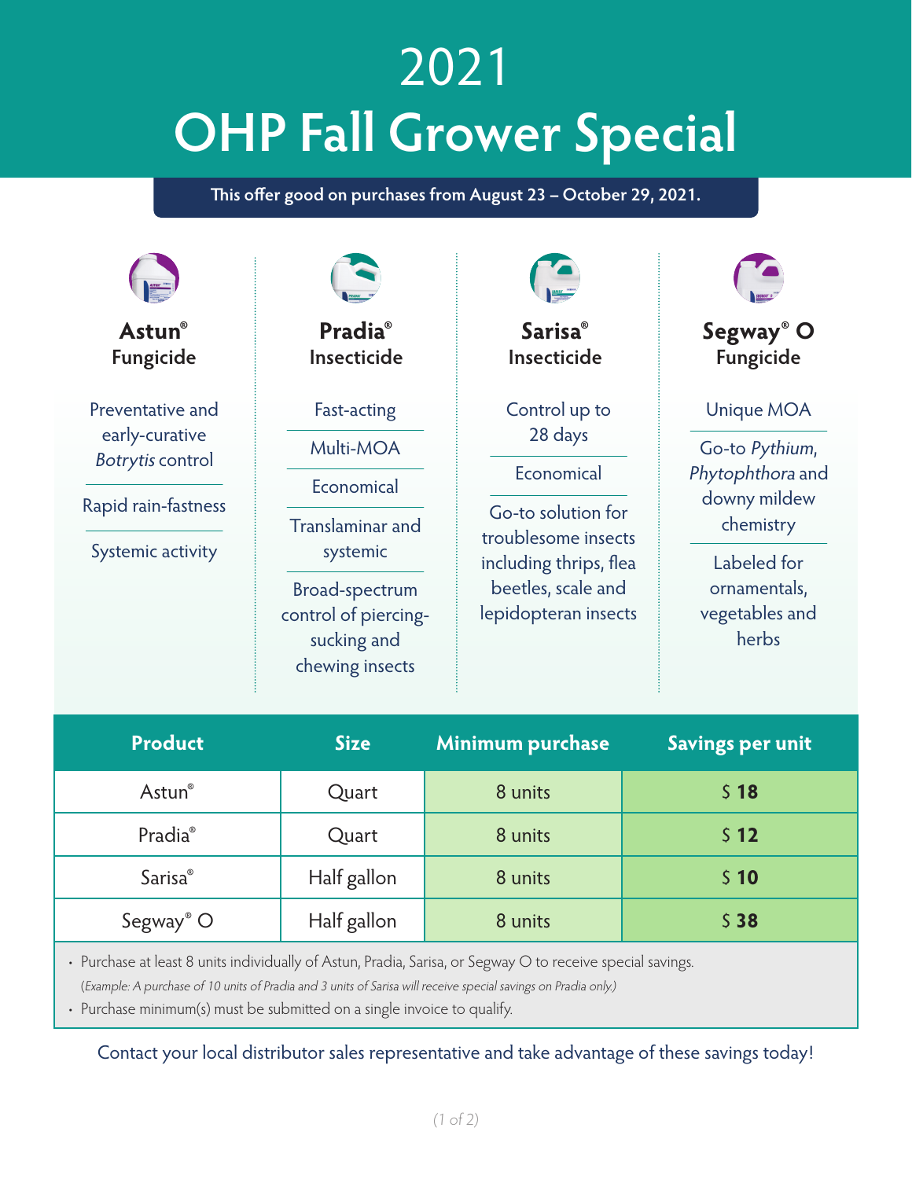# 2021
# OHP Fall Grower Special

**This offer good on purchases from August 23 – October 29, 2021.**

## Astun® Fungicide

- Preventative and early-curative *Botrytis* control
- Rapid rain-fastness
- Systemic activity

## Pradia® Insecticide

- Fast-acting
- Multi-MOA
- Economical
- Translaminar and systemic
- Broad-spectrum control of piercing-sucking and chewing insects

## Sarisa® Insecticide

- Control up to 28 days
- Economical
- Go-to solution for troublesome insects including thrips, flea beetles, scale and lepidopteran insects

## Segway® O Fungicide

- Unique MOA
- Go-to *Pythium*, *Phytophthora* and downy mildew chemistry
- Labeled for ornamentals, vegetables and herbs

| Product | Size | Minimum purchase | Savings per unit |
|---|---|---|---|
| Astun® | Quart | 8 units | $ **18** |
| Pradia® | Quart | 8 units | $ **12** |
| Sarisa® | Half gallon | 8 units | $ **10** |
| Segway® O | Half gallon | 8 units | $ **38** |

- Purchase at least 8 units individually of Astun, Pradia, Sarisa, or Segway O to receive special savings.
  *(Example: A purchase of 10 units of Pradia and 3 units of Sarisa will receive special savings on Pradia only.)*
- Purchase minimum(s) must be submitted on a single invoice to qualify.

Contact your local distributor sales representative and take advantage of these savings today!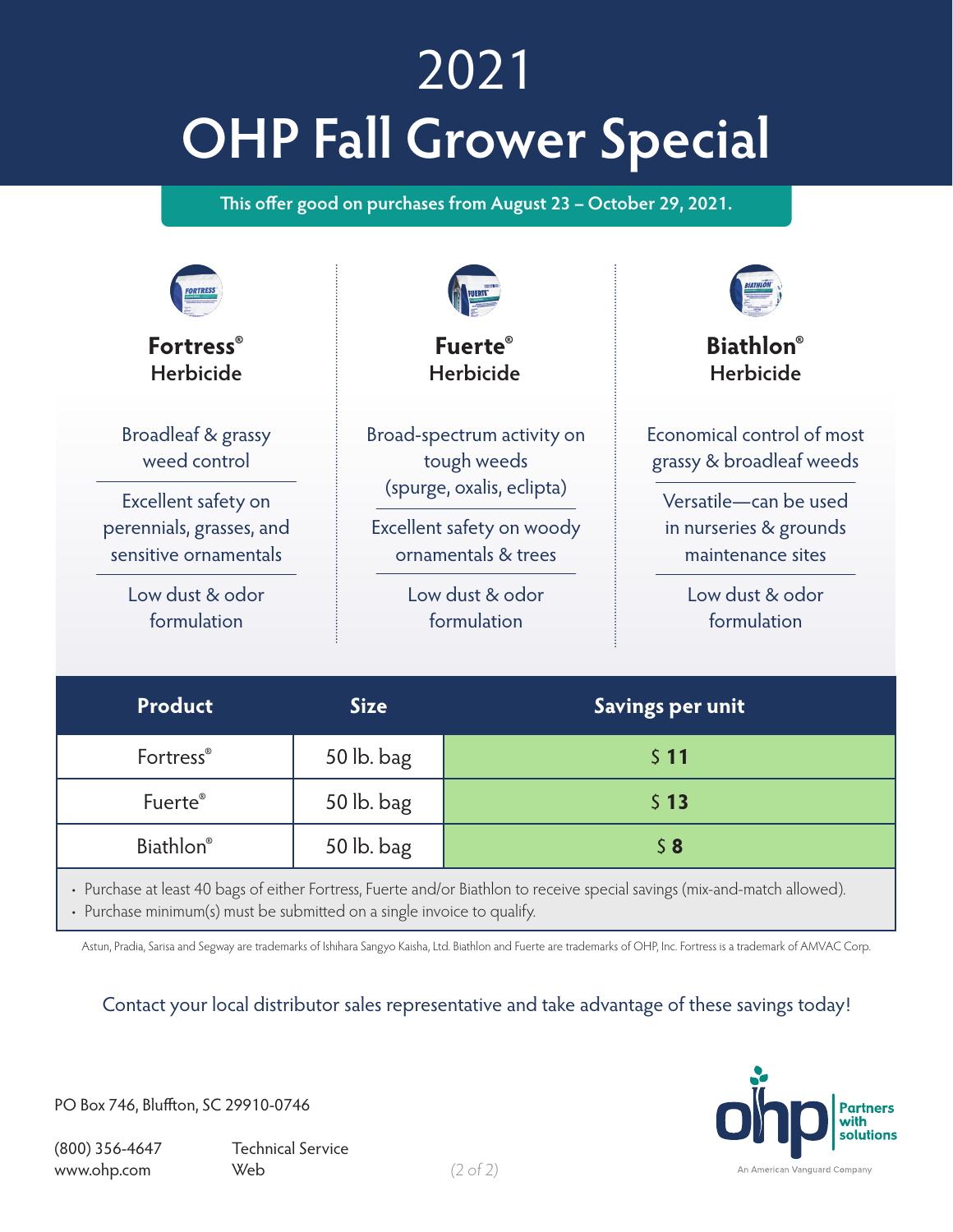# 2021 OHP Fall Grower Special

This offer good on purchases from August 23 – October 29, 2021.

## Fortress® Herbicide

- Broadleaf & grassy weed control
- Excellent safety on perennials, grasses, and sensitive ornamentals
- Low dust & odor formulation

## Fuerte® Herbicide

- Broad-spectrum activity on tough weeds (spurge, oxalis, eclipta)
- Excellent safety on woody ornamentals & trees
- Low dust & odor formulation

## Biathlon® Herbicide

- Economical control of most grassy & broadleaf weeds
- Versatile—can be used in nurseries & grounds maintenance sites
- Low dust & odor formulation

| Product | Size | Savings per unit |
|---|---|---|
| Fortress® | 50 lb. bag | **$ 11** |
| Fuerte® | 50 lb. bag | **$ 13** |
| Biathlon® | 50 lb. bag | **$ 8** |

- Purchase at least 40 bags of either Fortress, Fuerte and/or Biathlon to receive special savings (mix-and-match allowed).
- Purchase minimum(s) must be submitted on a single invoice to qualify.

Astun, Pradia, Sarisa and Segway are trademarks of Ishihara Sangyo Kaisha, Ltd. Biathlon and Fuerte are trademarks of OHP, Inc. Fortress is a trademark of AMVAC Corp.

Contact your local distributor sales representative and take advantage of these savings today!

PO Box 746, Bluffton, SC 29910-0746

(800) 356-4647 Technical Service
www.ohp.com Web

ohp Partners with solutions
An American Vanguard Company